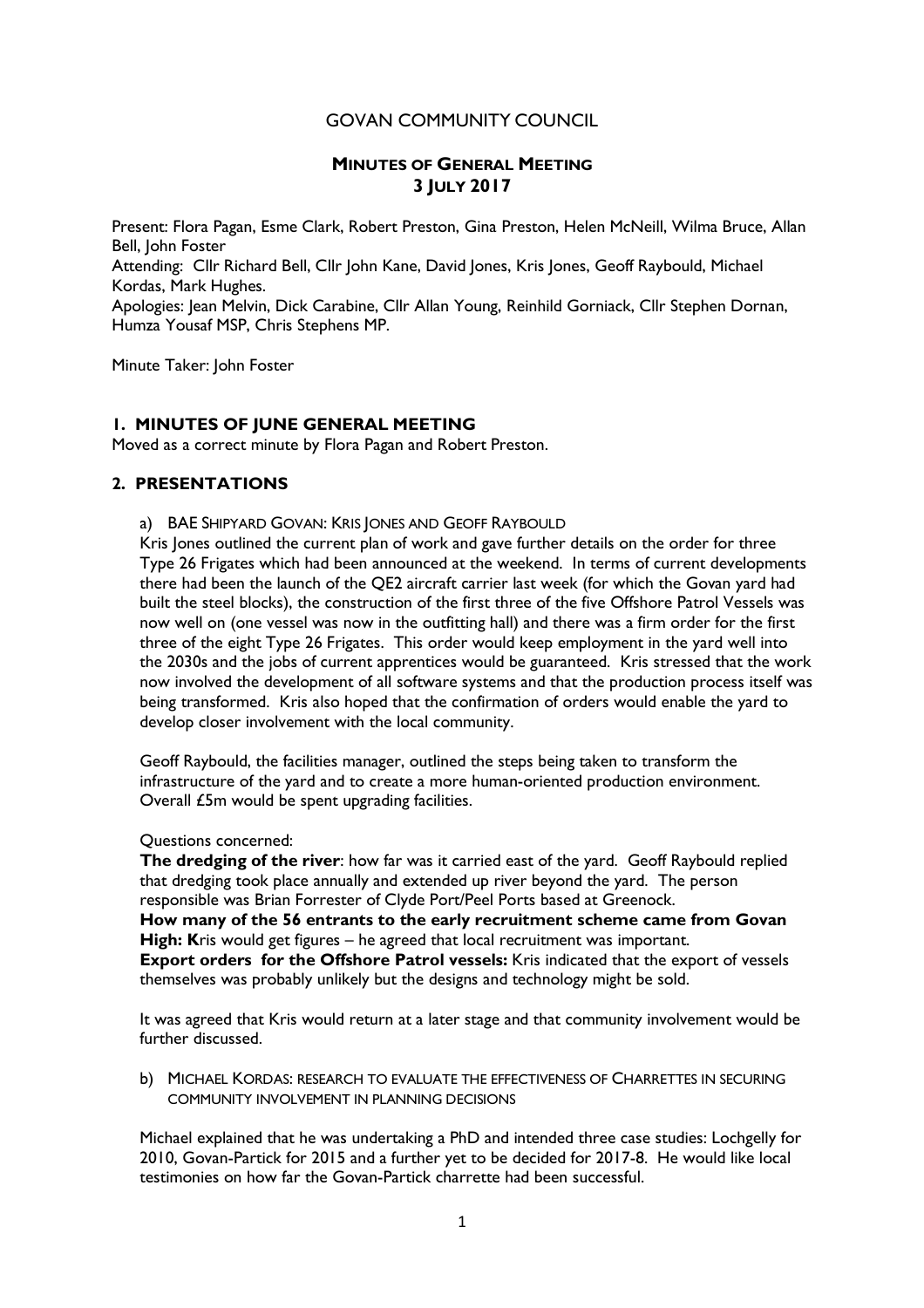# GOVAN COMMUNITY COUNCIL

## MINUTES OF GENERAL MEETING
## 3 JULY 2017

Present: Flora Pagan, Esme Clark, Robert Preston, Gina Preston, Helen McNeill, Wilma Bruce, Allan Bell, John Foster

Attending: Cllr Richard Bell, Cllr John Kane, David Jones, Kris Jones, Geoff Raybould, Michael Kordas, Mark Hughes.

Apologies: Jean Melvin, Dick Carabine, Cllr Allan Young, Reinhild Gorniack, Cllr Stephen Dornan, Humza Yousaf MSP, Chris Stephens MP.

Minute Taker: John Foster

### 1. MINUTES OF JUNE GENERAL MEETING

Moved as a correct minute by Flora Pagan and Robert Preston.

### 2. PRESENTATIONS

a) BAE SHIPYARD GOVAN: KRIS JONES AND GEOFF RAYBOULD

Kris Jones outlined the current plan of work and gave further details on the order for three Type 26 Frigates which had been announced at the weekend. In terms of current developments there had been the launch of the QE2 aircraft carrier last week (for which the Govan yard had built the steel blocks), the construction of the first three of the five Offshore Patrol Vessels was now well on (one vessel was now in the outfitting hall) and there was a firm order for the first three of the eight Type 26 Frigates. This order would keep employment in the yard well into the 2030s and the jobs of current apprentices would be guaranteed. Kris stressed that the work now involved the development of all software systems and that the production process itself was being transformed. Kris also hoped that the confirmation of orders would enable the yard to develop closer involvement with the local community.

Geoff Raybould, the facilities manager, outlined the steps being taken to transform the infrastructure of the yard and to create a more human-oriented production environment. Overall £5m would be spent upgrading facilities.

Questions concerned:

**The dredging of the river**: how far was it carried east of the yard. Geoff Raybould replied that dredging took place annually and extended up river beyond the yard. The person responsible was Brian Forrester of Clyde Port/Peel Ports based at Greenock.

**How many of the 56 entrants to the early recruitment scheme came from Govan High: K**ris would get figures – he agreed that local recruitment was important.

**Export orders for the Offshore Patrol vessels:** Kris indicated that the export of vessels themselves was probably unlikely but the designs and technology might be sold.

It was agreed that Kris would return at a later stage and that community involvement would be further discussed.

b) MICHAEL KORDAS: RESEARCH TO EVALUATE THE EFFECTIVENESS OF CHARRETTES IN SECURING COMMUNITY INVOLVEMENT IN PLANNING DECISIONS

Michael explained that he was undertaking a PhD and intended three case studies: Lochgelly for 2010, Govan-Partick for 2015 and a further yet to be decided for 2017-8. He would like local testimonies on how far the Govan-Partick charrette had been successful.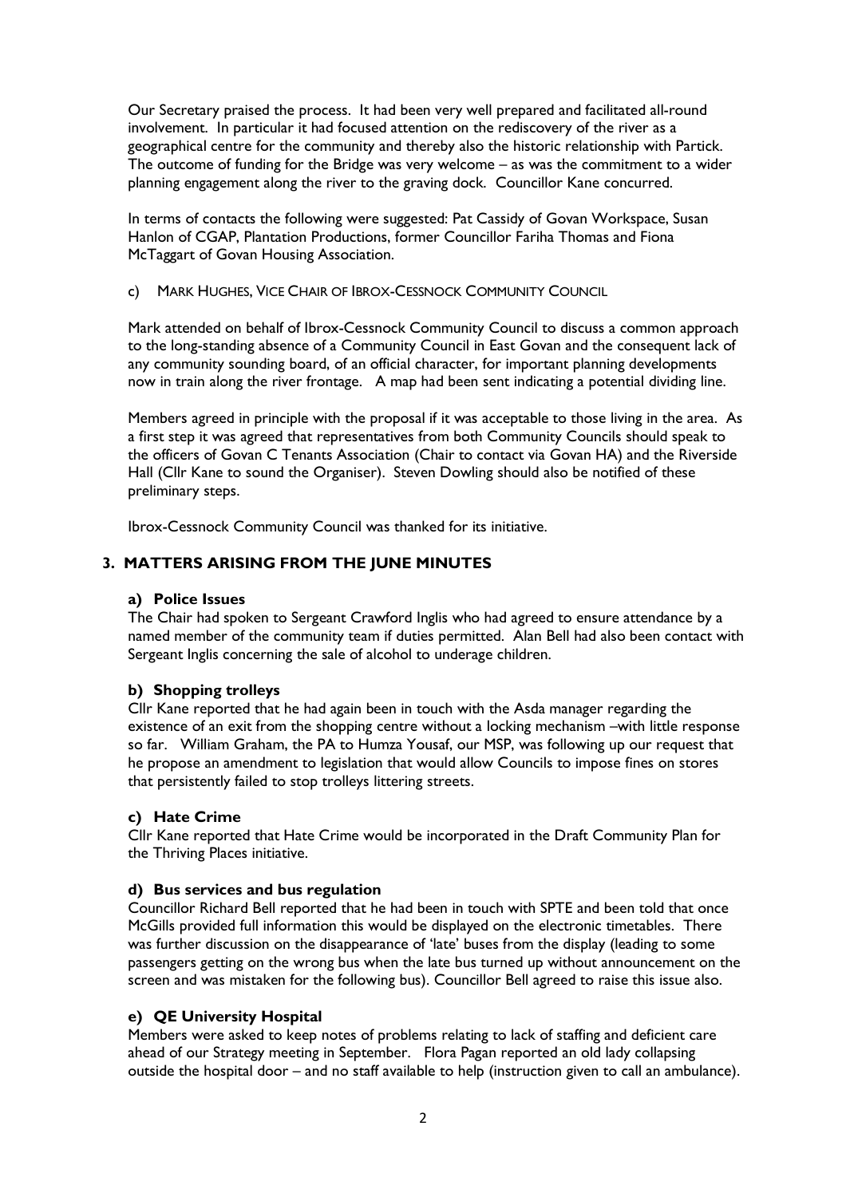Our Secretary praised the process. It had been very well prepared and facilitated all-round involvement. In particular it had focused attention on the rediscovery of the river as a geographical centre for the community and thereby also the historic relationship with Partick. The outcome of funding for the Bridge was very welcome – as was the commitment to a wider planning engagement along the river to the graving dock. Councillor Kane concurred.

In terms of contacts the following were suggested: Pat Cassidy of Govan Workspace, Susan Hanlon of CGAP, Plantation Productions, former Councillor Fariha Thomas and Fiona McTaggart of Govan Housing Association.

c) MARK HUGHES, VICE CHAIR OF IBROX-CESSNOCK COMMUNITY COUNCIL

Mark attended on behalf of Ibrox-Cessnock Community Council to discuss a common approach to the long-standing absence of a Community Council in East Govan and the consequent lack of any community sounding board, of an official character, for important planning developments now in train along the river frontage. A map had been sent indicating a potential dividing line.

Members agreed in principle with the proposal if it was acceptable to those living in the area. As a first step it was agreed that representatives from both Community Councils should speak to the officers of Govan C Tenants Association (Chair to contact via Govan HA) and the Riverside Hall (Cllr Kane to sound the Organiser). Steven Dowling should also be notified of these preliminary steps.

Ibrox-Cessnock Community Council was thanked for its initiative.

## 3. MATTERS ARISING FROM THE JUNE MINUTES

### a) Police Issues

The Chair had spoken to Sergeant Crawford Inglis who had agreed to ensure attendance by a named member of the community team if duties permitted. Alan Bell had also been contact with Sergeant Inglis concerning the sale of alcohol to underage children.

### b) Shopping trolleys

Cllr Kane reported that he had again been in touch with the Asda manager regarding the existence of an exit from the shopping centre without a locking mechanism –with little response so far. William Graham, the PA to Humza Yousaf, our MSP, was following up our request that he propose an amendment to legislation that would allow Councils to impose fines on stores that persistently failed to stop trolleys littering streets.

### c) Hate Crime

Cllr Kane reported that Hate Crime would be incorporated in the Draft Community Plan for the Thriving Places initiative.

### d) Bus services and bus regulation

Councillor Richard Bell reported that he had been in touch with SPTE and been told that once McGills provided full information this would be displayed on the electronic timetables. There was further discussion on the disappearance of 'late' buses from the display (leading to some passengers getting on the wrong bus when the late bus turned up without announcement on the screen and was mistaken for the following bus). Councillor Bell agreed to raise this issue also.

### e) QE University Hospital

Members were asked to keep notes of problems relating to lack of staffing and deficient care ahead of our Strategy meeting in September. Flora Pagan reported an old lady collapsing outside the hospital door – and no staff available to help (instruction given to call an ambulance).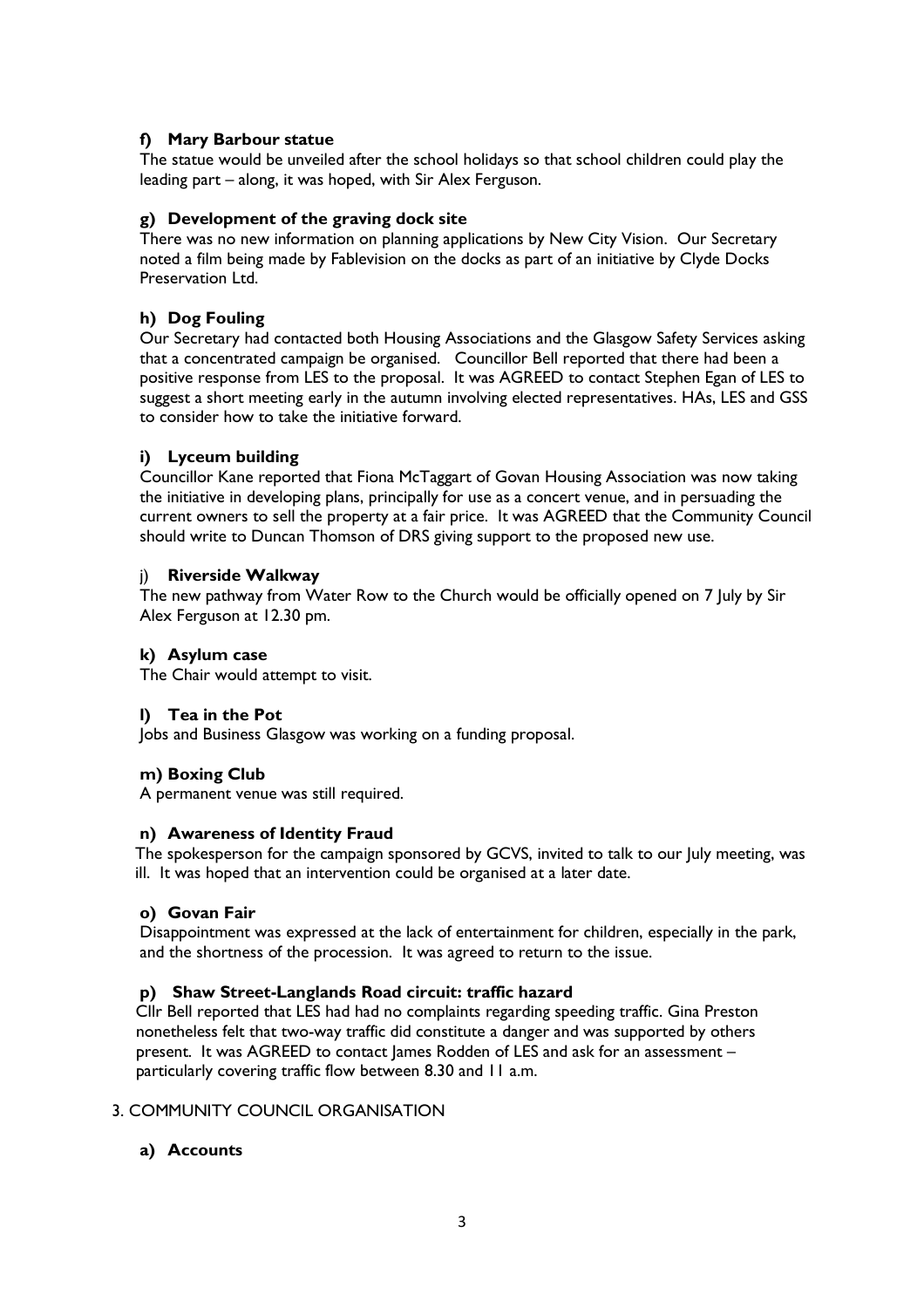**f) Mary Barbour statue**

The statue would be unveiled after the school holidays so that school children could play the leading part – along, it was hoped, with Sir Alex Ferguson.

**g) Development of the graving dock site**

There was no new information on planning applications by New City Vision. Our Secretary noted a film being made by Fablevision on the docks as part of an initiative by Clyde Docks Preservation Ltd.

**h) Dog Fouling**

Our Secretary had contacted both Housing Associations and the Glasgow Safety Services asking that a concentrated campaign be organised. Councillor Bell reported that there had been a positive response from LES to the proposal. It was AGREED to contact Stephen Egan of LES to suggest a short meeting early in the autumn involving elected representatives. HAs, LES and GSS to consider how to take the initiative forward.

**i) Lyceum building**

Councillor Kane reported that Fiona McTaggart of Govan Housing Association was now taking the initiative in developing plans, principally for use as a concert venue, and in persuading the current owners to sell the property at a fair price. It was AGREED that the Community Council should write to Duncan Thomson of DRS giving support to the proposed new use.

j) **Riverside Walkway**

The new pathway from Water Row to the Church would be officially opened on 7 July by Sir Alex Ferguson at 12.30 pm.

**k) Asylum case**

The Chair would attempt to visit.

**l) Tea in the Pot**

Jobs and Business Glasgow was working on a funding proposal.

**m) Boxing Club**

A permanent venue was still required.

**n) Awareness of Identity Fraud**

The spokesperson for the campaign sponsored by GCVS, invited to talk to our July meeting, was ill. It was hoped that an intervention could be organised at a later date.

**o) Govan Fair**

Disappointment was expressed at the lack of entertainment for children, especially in the park, and the shortness of the procession. It was agreed to return to the issue.

**p) Shaw Street-Langlands Road circuit: traffic hazard**

Cllr Bell reported that LES had had no complaints regarding speeding traffic. Gina Preston nonetheless felt that two-way traffic did constitute a danger and was supported by others present. It was AGREED to contact James Rodden of LES and ask for an assessment – particularly covering traffic flow between 8.30 and 11 a.m.

3. COMMUNITY COUNCIL ORGANISATION

**a) Accounts**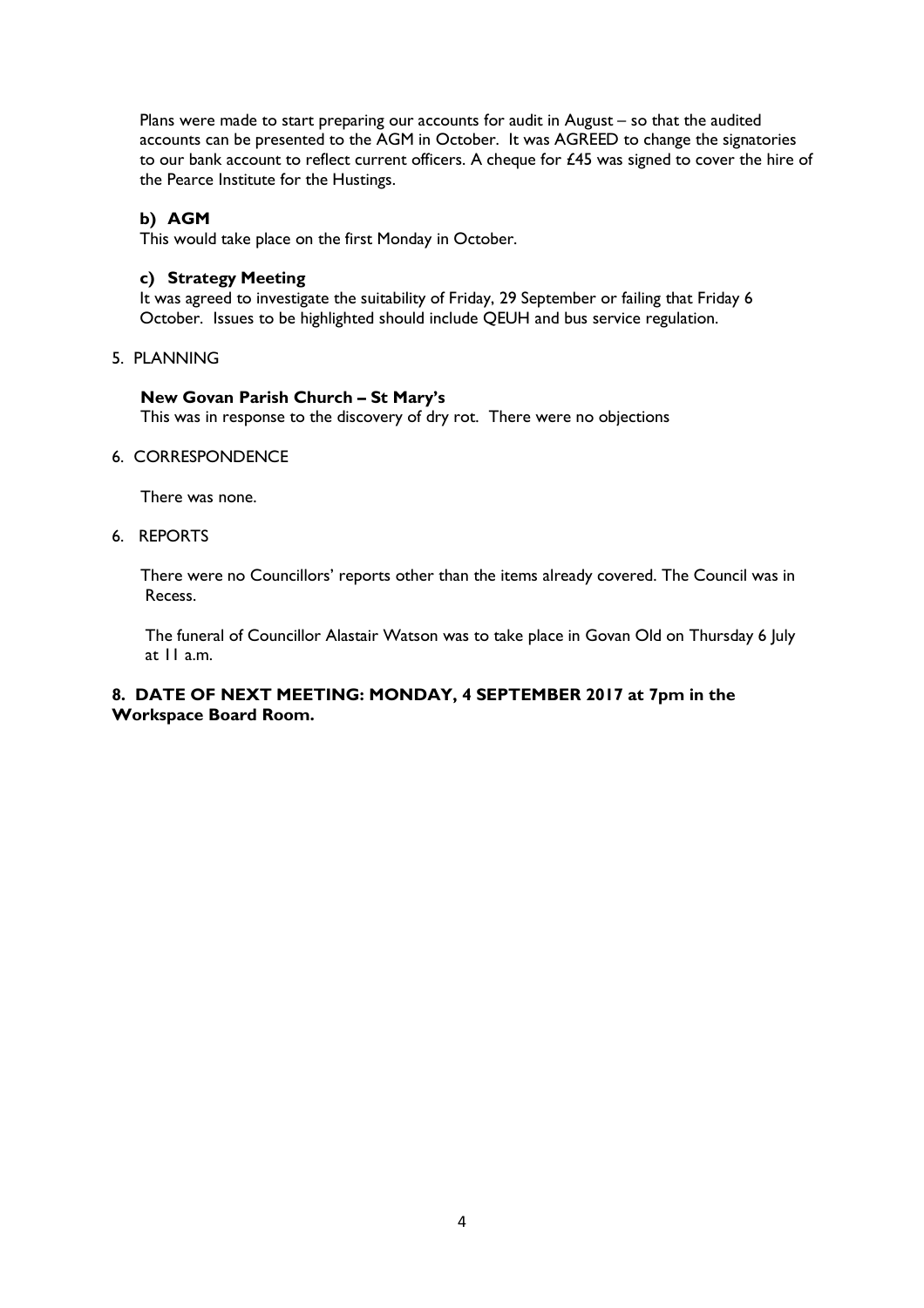Plans were made to start preparing our accounts for audit in August – so that the audited accounts can be presented to the AGM in October. It was AGREED to change the signatories to our bank account to reflect current officers. A cheque for £45 was signed to cover the hire of the Pearce Institute for the Hustings.

**b) AGM**

This would take place on the first Monday in October.

**c) Strategy Meeting**

It was agreed to investigate the suitability of Friday, 29 September or failing that Friday 6 October. Issues to be highlighted should include QEUH and bus service regulation.

5. PLANNING

**New Govan Parish Church – St Mary's**

This was in response to the discovery of dry rot. There were no objections

6. CORRESPONDENCE

There was none.

6. REPORTS

There were no Councillors' reports other than the items already covered. The Council was in Recess.

The funeral of Councillor Alastair Watson was to take place in Govan Old on Thursday 6 July at 11 a.m.

**8. DATE OF NEXT MEETING: MONDAY, 4 SEPTEMBER 2017 at 7pm in the Workspace Board Room.**